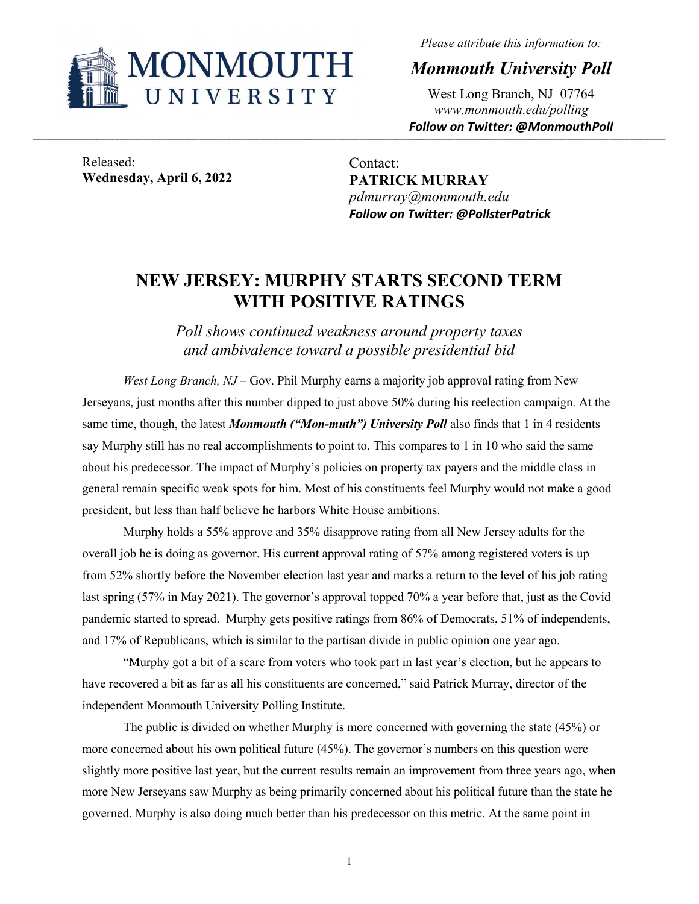MONMOUTH UNIVERSITY

*Please attribute this information to:*

***Monmouth University Poll***

West Long Branch, NJ 07764
*www.monmouth.edu/polling*
***Follow on Twitter: @MonmouthPoll***

Released:
**Wednesday, April 6, 2022**

Contact:
**PATRICK MURRAY**
*pdmurray@monmouth.edu*
***Follow on Twitter: @PollsterPatrick***

# NEW JERSEY: MURPHY STARTS SECOND TERM WITH POSITIVE RATINGS

*Poll shows continued weakness around property taxes and ambivalence toward a possible presidential bid*

*West Long Branch, NJ* – Gov. Phil Murphy earns a majority job approval rating from New Jerseyans, just months after this number dipped to just above 50% during his reelection campaign. At the same time, though, the latest ***Monmouth ("Mon-muth") University Poll*** also finds that 1 in 4 residents say Murphy still has no real accomplishments to point to. This compares to 1 in 10 who said the same about his predecessor. The impact of Murphy's policies on property tax payers and the middle class in general remain specific weak spots for him. Most of his constituents feel Murphy would not make a good president, but less than half believe he harbors White House ambitions.

Murphy holds a 55% approve and 35% disapprove rating from all New Jersey adults for the overall job he is doing as governor. His current approval rating of 57% among registered voters is up from 52% shortly before the November election last year and marks a return to the level of his job rating last spring (57% in May 2021). The governor's approval topped 70% a year before that, just as the Covid pandemic started to spread. Murphy gets positive ratings from 86% of Democrats, 51% of independents, and 17% of Republicans, which is similar to the partisan divide in public opinion one year ago.

"Murphy got a bit of a scare from voters who took part in last year's election, but he appears to have recovered a bit as far as all his constituents are concerned," said Patrick Murray, director of the independent Monmouth University Polling Institute.

The public is divided on whether Murphy is more concerned with governing the state (45%) or more concerned about his own political future (45%). The governor's numbers on this question were slightly more positive last year, but the current results remain an improvement from three years ago, when more New Jerseyans saw Murphy as being primarily concerned about his political future than the state he governed. Murphy is also doing much better than his predecessor on this metric. At the same point in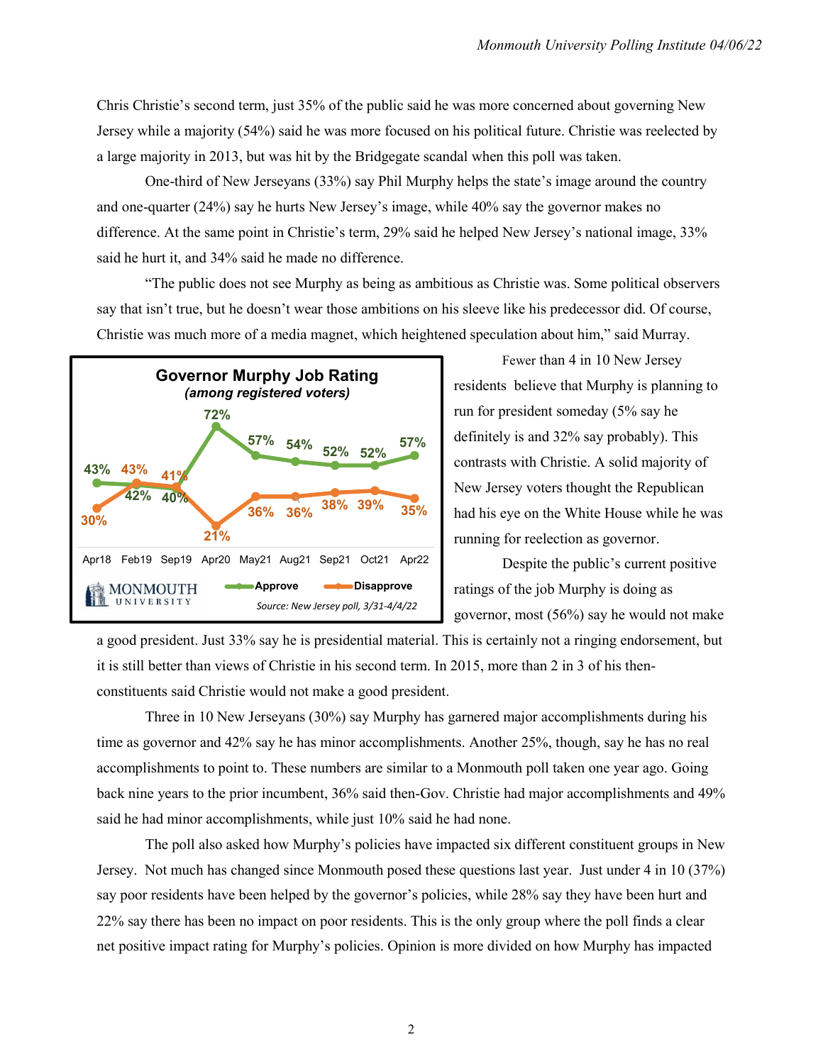Chris Christie's second term, just 35% of the public said he was more concerned about governing New Jersey while a majority (54%) said he was more focused on his political future. Christie was reelected by a large majority in 2013, but was hit by the Bridgegate scandal when this poll was taken.

One-third of New Jerseyans (33%) say Phil Murphy helps the state's image around the country and one-quarter (24%) say he hurts New Jersey's image, while 40% say the governor makes no difference. At the same point in Christie's term, 29% said he helped New Jersey's national image, 33% said he hurt it, and 34% said he made no difference.

"The public does not see Murphy as being as ambitious as Christie was. Some political observers say that isn't true, but he doesn't wear those ambitions on his sleeve like his predecessor did. Of course, Christie was much more of a media magnet, which heightened speculation about him," said Murray.

**Governor Murphy Job Rating**
*(among registered voters)*

| | Apr18 | Feb19 | Sep19 | Apr20 | May21 | Aug21 | Sep21 | Oct21 | Apr22 |
|---|---|---|---|---|---|---|---|---|---|
| Approve | 43% | 42% | 40% | 72% | 57% | 54% | 52% | 52% | 57% |
| Disapprove | 30% | 43% | 41% | 21% | 36% | 36% | 38% | 39% | 35% |

*Source: New Jersey poll, 3/31-4/4/22*

Fewer than 4 in 10 New Jersey residents believe that Murphy is planning to run for president someday (5% say he definitely is and 32% say probably). This contrasts with Christie. A solid majority of New Jersey voters thought the Republican had his eye on the White House while he was running for reelection as governor.

Despite the public's current positive ratings of the job Murphy is doing as governor, most (56%) say he would not make a good president. Just 33% say he is presidential material. This is certainly not a ringing endorsement, but it is still better than views of Christie in his second term. In 2015, more than 2 in 3 of his then-constituents said Christie would not make a good president.

Three in 10 New Jerseyans (30%) say Murphy has garnered major accomplishments during his time as governor and 42% say he has minor accomplishments. Another 25%, though, say he has no real accomplishments to point to. These numbers are similar to a Monmouth poll taken one year ago. Going back nine years to the prior incumbent, 36% said then-Gov. Christie had major accomplishments and 49% said he had minor accomplishments, while just 10% said he had none.

The poll also asked how Murphy's policies have impacted six different constituent groups in New Jersey. Not much has changed since Monmouth posed these questions last year. Just under 4 in 10 (37%) say poor residents have been helped by the governor's policies, while 28% say they have been hurt and 22% say there has been no impact on poor residents. This is the only group where the poll finds a clear net positive impact rating for Murphy's policies. Opinion is more divided on how Murphy has impacted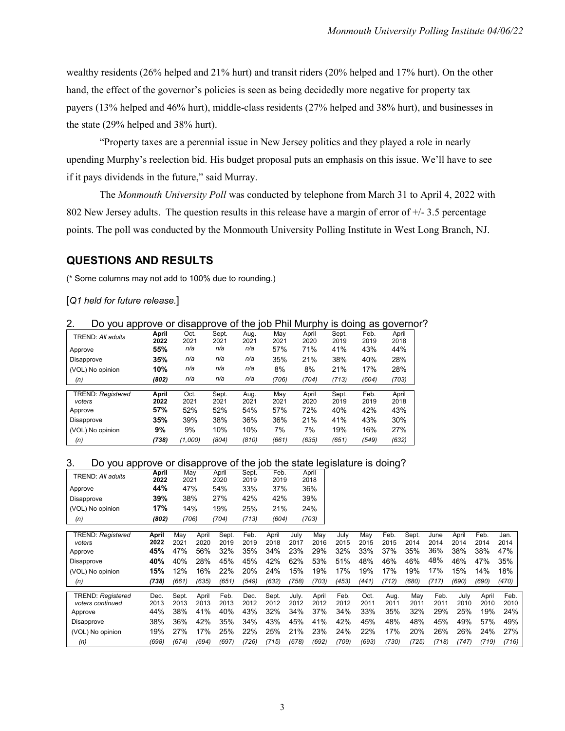wealthy residents (26% helped and 21% hurt) and transit riders (20% helped and 17% hurt). On the other hand, the effect of the governor's policies is seen as being decidedly more negative for property tax payers (13% helped and 46% hurt), middle-class residents (27% helped and 38% hurt), and businesses in the state (29% helped and 38% hurt).

"Property taxes are a perennial issue in New Jersey politics and they played a role in nearly upending Murphy's reelection bid. His budget proposal puts an emphasis on this issue. We'll have to see if it pays dividends in the future," said Murray.

The *Monmouth University Poll* was conducted by telephone from March 31 to April 4, 2022 with 802 New Jersey adults. The question results in this release have a margin of error of +/- 3.5 percentage points. The poll was conducted by the Monmouth University Polling Institute in West Long Branch, NJ.

## QUESTIONS AND RESULTS

(* Some columns may not add to 100% due to rounding.)

[*Q1 held for future release.*]

### 2. Do you approve or disapprove of the job Phil Murphy is doing as governor?

| TREND: *All adults* | **April 2022** | Oct. 2021 | Sept. 2021 | Aug. 2021 | May 2021 | April 2020 | Sept. 2019 | Feb. 2019 | April 2018 |
|---|---|---|---|---|---|---|---|---|---|
| Approve | **55%** | *n/a* | *n/a* | *n/a* | 57% | 71% | 41% | 43% | 44% |
| Disapprove | **35%** | *n/a* | *n/a* | *n/a* | 35% | 21% | 38% | 40% | 28% |
| (VOL) No opinion | **10%** | *n/a* | *n/a* | *n/a* | 8% | 8% | 21% | 17% | 28% |
| *(n)* | ***(802)*** | *n/a* | *n/a* | *n/a* | *(706)* | *(704)* | *(713)* | *(604)* | *(703)* |

| TREND: *Registered voters* | **April 2022** | Oct. 2021 | Sept. 2021 | Aug. 2021 | May 2021 | April 2020 | Sept. 2019 | Feb. 2019 | April 2018 |
|---|---|---|---|---|---|---|---|---|---|
| Approve | **57%** | 52% | 52% | 54% | 57% | 72% | 40% | 42% | 43% |
| Disapprove | **35%** | 39% | 38% | 36% | 36% | 21% | 41% | 43% | 30% |
| (VOL) No opinion | **9%** | 9% | 10% | 10% | 7% | 7% | 19% | 16% | 27% |
| *(n)* | ***(738)*** | *(1,000)* | *(804)* | *(810)* | *(661)* | *(635)* | *(651)* | *(549)* | *(632)* |

### 3. Do you approve or disapprove of the job the state legislature is doing?

| TREND: *All adults* | **April 2022** | May 2021 | April 2020 | Sept. 2019 | Feb. 2019 | April 2018 |
|---|---|---|---|---|---|---|
| Approve | **44%** | 47% | 54% | 33% | 37% | 36% |
| Disapprove | **39%** | 38% | 27% | 42% | 42% | 39% |
| (VOL) No opinion | **17%** | 14% | 19% | 25% | 21% | 24% |
| *(n)* | ***(802)*** | *(706)* | *(704)* | *(713)* | *(604)* | *(703)* |

| TREND: *Registered voters* | **April 2022** | May 2021 | April 2020 | Sept. 2019 | Feb. 2019 | April 2018 | July 2017 | May 2016 | July 2015 | May 2015 | Feb. 2015 | Sept. 2014 | June 2014 | April 2014 | Feb. 2014 | Jan. 2014 |
|---|---|---|---|---|---|---|---|---|---|---|---|---|---|---|---|---|
| Approve | **45%** | 47% | 56% | 32% | 35% | 34% | 23% | 29% | 32% | 33% | 37% | 35% | 36% | 38% | 38% | 47% |
| Disapprove | **40%** | 40% | 28% | 45% | 45% | 42% | 62% | 53% | 51% | 48% | 46% | 46% | 48% | 46% | 47% | 35% |
| (VOL) No opinion | **15%** | 12% | 16% | 22% | 20% | 24% | 15% | 19% | 17% | 19% | 17% | 19% | 17% | 15% | 14% | 18% |
| *(n)* | ***(738)*** | *(661)* | *(635)* | *(651)* | *(549)* | *(632)* | *(758)* | *(703)* | *(453)* | *(441)* | *(712)* | *(680)* | *(717)* | *(690)* | *(690)* | *(470)* |

| TREND: *Registered voters continued* | Dec. 2013 | Sept. 2013 | April 2013 | Feb. 2013 | Dec. 2012 | Sept. 2012 | July. 2012 | April 2012 | Feb. 2012 | Oct. 2011 | Aug. 2011 | May 2011 | Feb. 2011 | July 2010 | April 2010 | Feb. 2010 |
|---|---|---|---|---|---|---|---|---|---|---|---|---|---|---|---|---|
| Approve | 44% | 38% | 41% | 40% | 43% | 32% | 34% | 37% | 34% | 33% | 35% | 32% | 29% | 25% | 19% | 24% |
| Disapprove | 38% | 36% | 42% | 35% | 34% | 43% | 45% | 41% | 42% | 45% | 48% | 48% | 45% | 49% | 57% | 49% |
| (VOL) No opinion | 19% | 27% | 17% | 25% | 22% | 25% | 21% | 23% | 24% | 22% | 17% | 20% | 26% | 26% | 24% | 27% |
| *(n)* | *(698)* | *(674)* | *(694)* | *(697)* | *(726)* | *(715)* | *(678)* | *(692)* | *(709)* | *(693)* | *(730)* | *(725)* | *(718)* | *(747)* | *(719)* | *(716)* |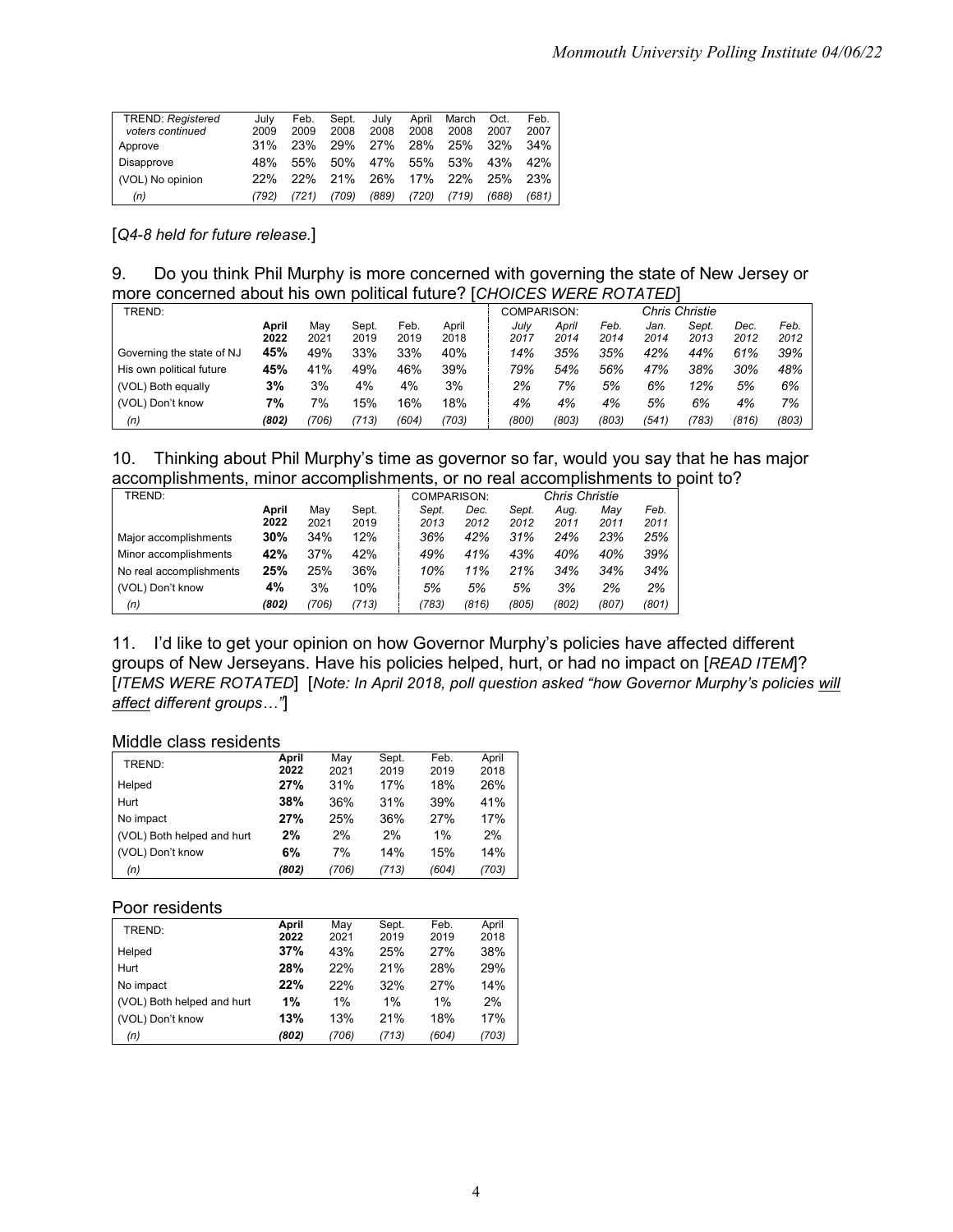| *TREND: Registered voters continued* | July 2009 | Feb. 2009 | Sept. 2008 | July 2008 | April 2008 | March 2008 | Oct. 2007 | Feb. 2007 |
|---|---|---|---|---|---|---|---|---|
| Approve | 31% | 23% | 29% | 27% | 28% | 25% | 32% | 34% |
| Disapprove | 48% | 55% | 50% | 47% | 55% | 53% | 43% | 42% |
| (VOL) No opinion | 22% | 22% | 21% | 26% | 17% | 22% | 25% | 23% |
| *(n)* | *(792)* | *(721)* | *(709)* | *(889)* | *(720)* | *(719)* | *(688)* | *(681)* |

[*Q4-8 held for future release.*]

9. Do you think Phil Murphy is more concerned with governing the state of New Jersey or more concerned about his own political future? [*CHOICES WERE ROTATED*]

| TREND: | | | | | | COMPARISON: | | | *Chris Christie* | | | | |
|---|---|---|---|---|---|---|---|---|---|---|---|---|---|
| | **April 2022** | May 2021 | Sept. 2019 | Feb. 2019 | April 2018 | *July 2017* | *April 2014* | *Feb. 2014* | *Jan. 2014* | *Sept. 2013* | *Dec. 2012* | *Feb. 2012* |
| Governing the state of NJ | **45%** | 49% | 33% | 33% | 40% | *14%* | *35%* | *35%* | *42%* | *44%* | *61%* | *39%* |
| His own political future | **45%** | 41% | 49% | 46% | 39% | *79%* | *54%* | *56%* | *47%* | *38%* | *30%* | *48%* |
| (VOL) Both equally | **3%** | 3% | 4% | 4% | 3% | *2%* | *7%* | *5%* | *6%* | *12%* | *5%* | *6%* |
| (VOL) Don't know | **7%** | 7% | 15% | 16% | 18% | *4%* | *4%* | *4%* | *5%* | *6%* | *4%* | *7%* |
| *(n)* | ***(802)*** | *(706)* | *(713)* | *(604)* | *(703)* | *(800)* | *(803)* | *(803)* | *(541)* | *(783)* | *(816)* | *(803)* |

10. Thinking about Phil Murphy's time as governor so far, would you say that he has major accomplishments, minor accomplishments, or no real accomplishments to point to?

| TREND: | | | | COMPARISON: | | | *Chris Christie* | | |
|---|---|---|---|---|---|---|---|---|---|
| | **April 2022** | May 2021 | Sept. 2019 | *Sept. 2013* | *Dec. 2012* | *Sept. 2012* | *Aug. 2011* | *May 2011* | *Feb. 2011* |
| Major accomplishments | **30%** | 34% | 12% | *36%* | *42%* | *31%* | *24%* | *23%* | *25%* |
| Minor accomplishments | **42%** | 37% | 42% | *49%* | *41%* | *43%* | *40%* | *40%* | *39%* |
| No real accomplishments | **25%** | 25% | 36% | *10%* | *11%* | *21%* | *34%* | *34%* | *34%* |
| (VOL) Don't know | **4%** | 3% | 10% | *5%* | *5%* | *5%* | *3%* | *2%* | *2%* |
| *(n)* | ***(802)*** | *(706)* | *(713)* | *(783)* | *(816)* | *(805)* | *(802)* | *(807)* | *(801)* |

11. I'd like to get your opinion on how Governor Murphy's policies have affected different groups of New Jerseyans. Have his policies helped, hurt, or had no impact on [*READ ITEM*]? [*ITEMS WERE ROTATED*] [*Note: In April 2018, poll question asked "how Governor Murphy's policies will affect different groups…"*]

Middle class residents

| TREND: | **April 2022** | May 2021 | Sept. 2019 | Feb. 2019 | April 2018 |
|---|---|---|---|---|---|
| Helped | **27%** | 31% | 17% | 18% | 26% |
| Hurt | **38%** | 36% | 31% | 39% | 41% |
| No impact | **27%** | 25% | 36% | 27% | 17% |
| (VOL) Both helped and hurt | **2%** | 2% | 2% | 1% | 2% |
| (VOL) Don't know | **6%** | 7% | 14% | 15% | 14% |
| *(n)* | ***(802)*** | *(706)* | *(713)* | *(604)* | *(703)* |

Poor residents

| TREND: | **April 2022** | May 2021 | Sept. 2019 | Feb. 2019 | April 2018 |
|---|---|---|---|---|---|
| Helped | **37%** | 43% | 25% | 27% | 38% |
| Hurt | **28%** | 22% | 21% | 28% | 29% |
| No impact | **22%** | 22% | 32% | 27% | 14% |
| (VOL) Both helped and hurt | **1%** | 1% | 1% | 1% | 2% |
| (VOL) Don't know | **13%** | 13% | 21% | 18% | 17% |
| *(n)* | ***(802)*** | *(706)* | *(713)* | *(604)* | *(703)* |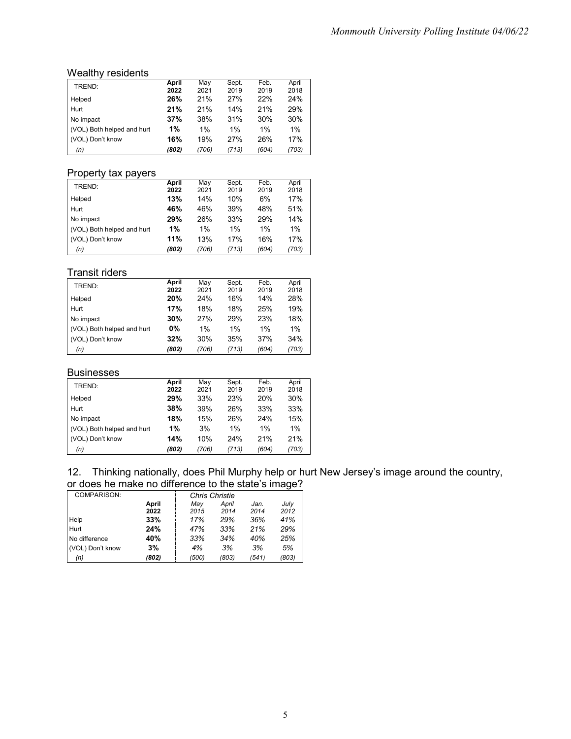### Wealthy residents

| TREND: | **April 2022** | May 2021 | Sept. 2019 | Feb. 2019 | April 2018 |
|---|---|---|---|---|---|
| Helped | **26%** | 21% | 27% | 22% | 24% |
| Hurt | **21%** | 21% | 14% | 21% | 29% |
| No impact | **37%** | 38% | 31% | 30% | 30% |
| (VOL) Both helped and hurt | **1%** | 1% | 1% | 1% | 1% |
| (VOL) Don't know | **16%** | 19% | 27% | 26% | 17% |
| *(n)* | ***(802)*** | *(706)* | *(713)* | *(604)* | *(703)* |

### Property tax payers

| TREND: | **April 2022** | May 2021 | Sept. 2019 | Feb. 2019 | April 2018 |
|---|---|---|---|---|---|
| Helped | **13%** | 14% | 10% | 6% | 17% |
| Hurt | **46%** | 46% | 39% | 48% | 51% |
| No impact | **29%** | 26% | 33% | 29% | 14% |
| (VOL) Both helped and hurt | **1%** | 1% | 1% | 1% | 1% |
| (VOL) Don't know | **11%** | 13% | 17% | 16% | 17% |
| *(n)* | ***(802)*** | *(706)* | *(713)* | *(604)* | *(703)* |

### Transit riders

| TREND: | **April 2022** | May 2021 | Sept. 2019 | Feb. 2019 | April 2018 |
|---|---|---|---|---|---|
| Helped | **20%** | 24% | 16% | 14% | 28% |
| Hurt | **17%** | 18% | 18% | 25% | 19% |
| No impact | **30%** | 27% | 29% | 23% | 18% |
| (VOL) Both helped and hurt | **0%** | 1% | 1% | 1% | 1% |
| (VOL) Don't know | **32%** | 30% | 35% | 37% | 34% |
| *(n)* | ***(802)*** | *(706)* | *(713)* | *(604)* | *(703)* |

### Businesses

| TREND: | **April 2022** | May 2021 | Sept. 2019 | Feb. 2019 | April 2018 |
|---|---|---|---|---|---|
| Helped | **29%** | 33% | 23% | 20% | 30% |
| Hurt | **38%** | 39% | 26% | 33% | 33% |
| No impact | **18%** | 15% | 26% | 24% | 15% |
| (VOL) Both helped and hurt | **1%** | 3% | 1% | 1% | 1% |
| (VOL) Don't know | **14%** | 10% | 24% | 21% | 21% |
| *(n)* | ***(802)*** | *(706)* | *(713)* | *(604)* | *(703)* |

## 12. Thinking nationally, does Phil Murphy help or hurt New Jersey's image around the country, or does he make no difference to the state's image?

| COMPARISON: | | *Chris Christie* | | | |
|---|---|---|---|---|---|
| | **April 2022** | *May 2015* | *April 2014* | *Jan. 2014* | *July 2012* |
| Help | **33%** | *17%* | *29%* | *36%* | *41%* |
| Hurt | **24%** | *47%* | *33%* | *21%* | *29%* |
| No difference | **40%** | *33%* | *34%* | *40%* | *25%* |
| (VOL) Don't know | **3%** | *4%* | *3%* | *3%* | *5%* |
| *(n)* | ***(802)*** | *(500)* | *(803)* | *(541)* | *(803)* |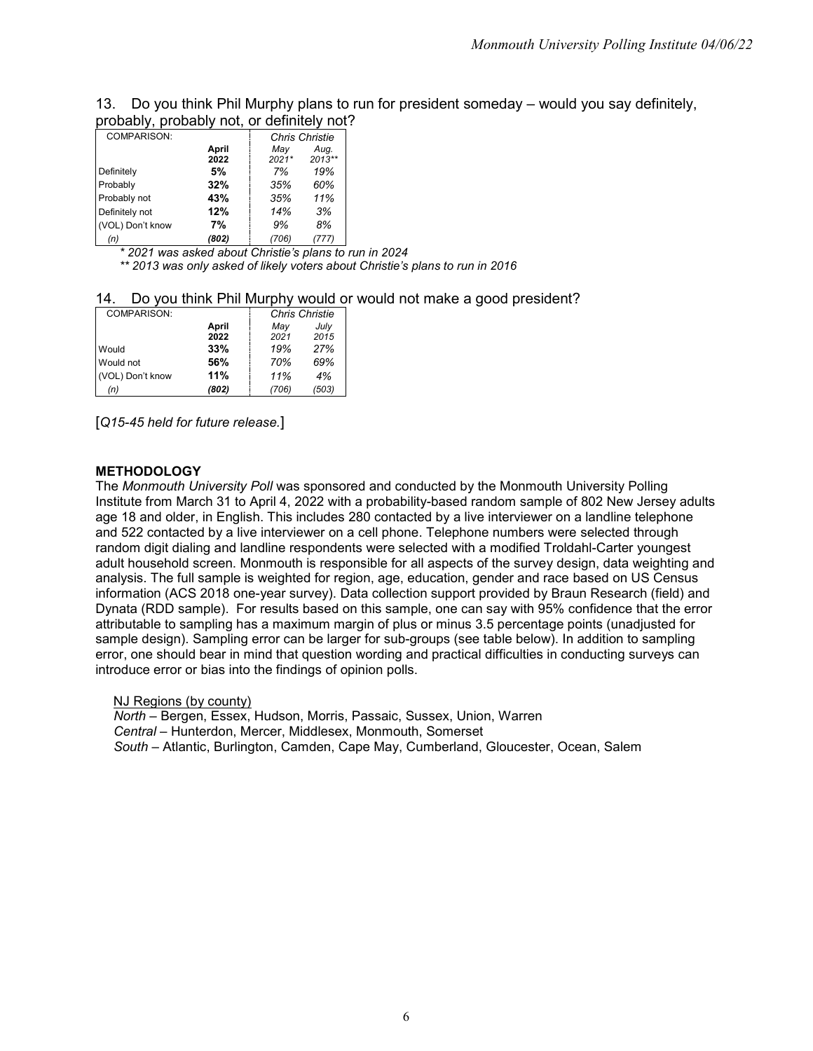13. Do you think Phil Murphy plans to run for president someday – would you say definitely, probably, probably not, or definitely not?

| COMPARISON: | | *Chris Christie* | |
|---|---|---|---|
| | **April 2022** | *May 2021** | *Aug. 2013*** |
| Definitely | **5%** | *7%* | *19%* |
| Probably | **32%** | *35%* | *60%* |
| Probably not | **43%** | *35%* | *11%* |
| Definitely not | **12%** | *14%* | *3%* |
| (VOL) Don't know | **7%** | *9%* | *8%* |
| *(n)* | ***(802)*** | *(706)* | *(777)* |

*\* 2021 was asked about Christie's plans to run in 2024*

*\*\* 2013 was only asked of likely voters about Christie's plans to run in 2016*

14. Do you think Phil Murphy would or would not make a good president?

| COMPARISON: | | *Chris Christie* | |
|---|---|---|---|
| | **April 2022** | *May 2021* | *July 2015* |
| Would | **33%** | *19%* | *27%* |
| Would not | **56%** | *70%* | *69%* |
| (VOL) Don't know | **11%** | *11%* | *4%* |
| *(n)* | ***(802)*** | *(706)* | *(503)* |

[*Q15-45 held for future release.*]

**METHODOLOGY**

The *Monmouth University Poll* was sponsored and conducted by the Monmouth University Polling Institute from March 31 to April 4, 2022 with a probability-based random sample of 802 New Jersey adults age 18 and older, in English. This includes 280 contacted by a live interviewer on a landline telephone and 522 contacted by a live interviewer on a cell phone. Telephone numbers were selected through random digit dialing and landline respondents were selected with a modified Troldahl-Carter youngest adult household screen. Monmouth is responsible for all aspects of the survey design, data weighting and analysis. The full sample is weighted for region, age, education, gender and race based on US Census information (ACS 2018 one-year survey). Data collection support provided by Braun Research (field) and Dynata (RDD sample). For results based on this sample, one can say with 95% confidence that the error attributable to sampling has a maximum margin of plus or minus 3.5 percentage points (unadjusted for sample design). Sampling error can be larger for sub-groups (see table below). In addition to sampling error, one should bear in mind that question wording and practical difficulties in conducting surveys can introduce error or bias into the findings of opinion polls.

NJ Regions (by county)

*North* – Bergen, Essex, Hudson, Morris, Passaic, Sussex, Union, Warren

*Central* – Hunterdon, Mercer, Middlesex, Monmouth, Somerset

*South* – Atlantic, Burlington, Camden, Cape May, Cumberland, Gloucester, Ocean, Salem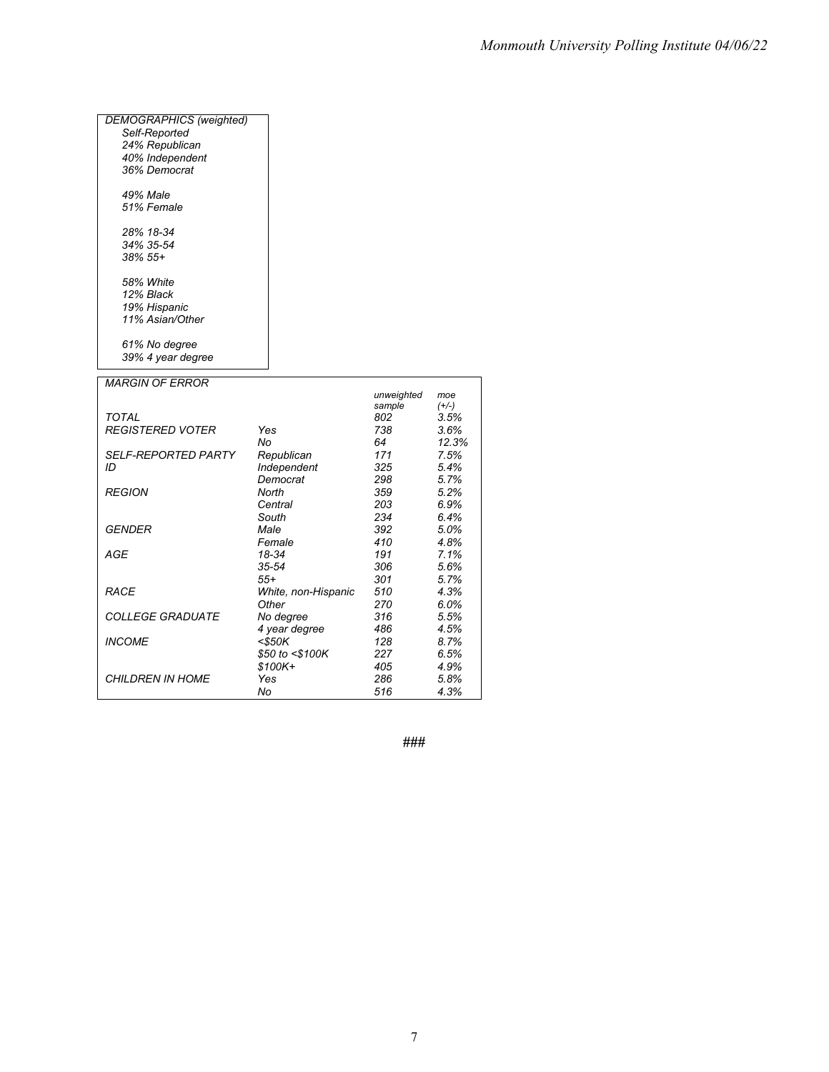*DEMOGRAPHICS (weighted)*

*Self-Reported*
*24% Republican*
*40% Independent*
*36% Democrat*

*49% Male*
*51% Female*

*28% 18-34*
*34% 35-54*
*38% 55+*

*58% White*
*12% Black*
*19% Hispanic*
*11% Asian/Other*

*61% No degree*
*39% 4 year degree*

*MARGIN OF ERROR*

| | | *unweighted sample* | *moe (+/-)* |
|---|---|---|---|
| *TOTAL* | | *802* | *3.5%* |
| *REGISTERED VOTER* | *Yes* | *738* | *3.6%* |
| | *No* | *64* | *12.3%* |
| *SELF-REPORTED PARTY ID* | *Republican* | *171* | *7.5%* |
| | *Independent* | *325* | *5.4%* |
| | *Democrat* | *298* | *5.7%* |
| *REGION* | *North* | *359* | *5.2%* |
| | *Central* | *203* | *6.9%* |
| | *South* | *234* | *6.4%* |
| *GENDER* | *Male* | *392* | *5.0%* |
| | *Female* | *410* | *4.8%* |
| *AGE* | *18-34* | *191* | *7.1%* |
| | *35-54* | *306* | *5.6%* |
| | *55+* | *301* | *5.7%* |
| *RACE* | *White, non-Hispanic* | *510* | *4.3%* |
| | *Other* | *270* | *6.0%* |
| *COLLEGE GRADUATE* | *No degree* | *316* | *5.5%* |
| | *4 year degree* | *486* | *4.5%* |
| *INCOME* | *<$50K* | *128* | *8.7%* |
| | *$50 to <$100K* | *227* | *6.5%* |
| | *$100K+* | *405* | *4.9%* |
| *CHILDREN IN HOME* | *Yes* | *286* | *5.8%* |
| | *No* | *516* | *4.3%* |

###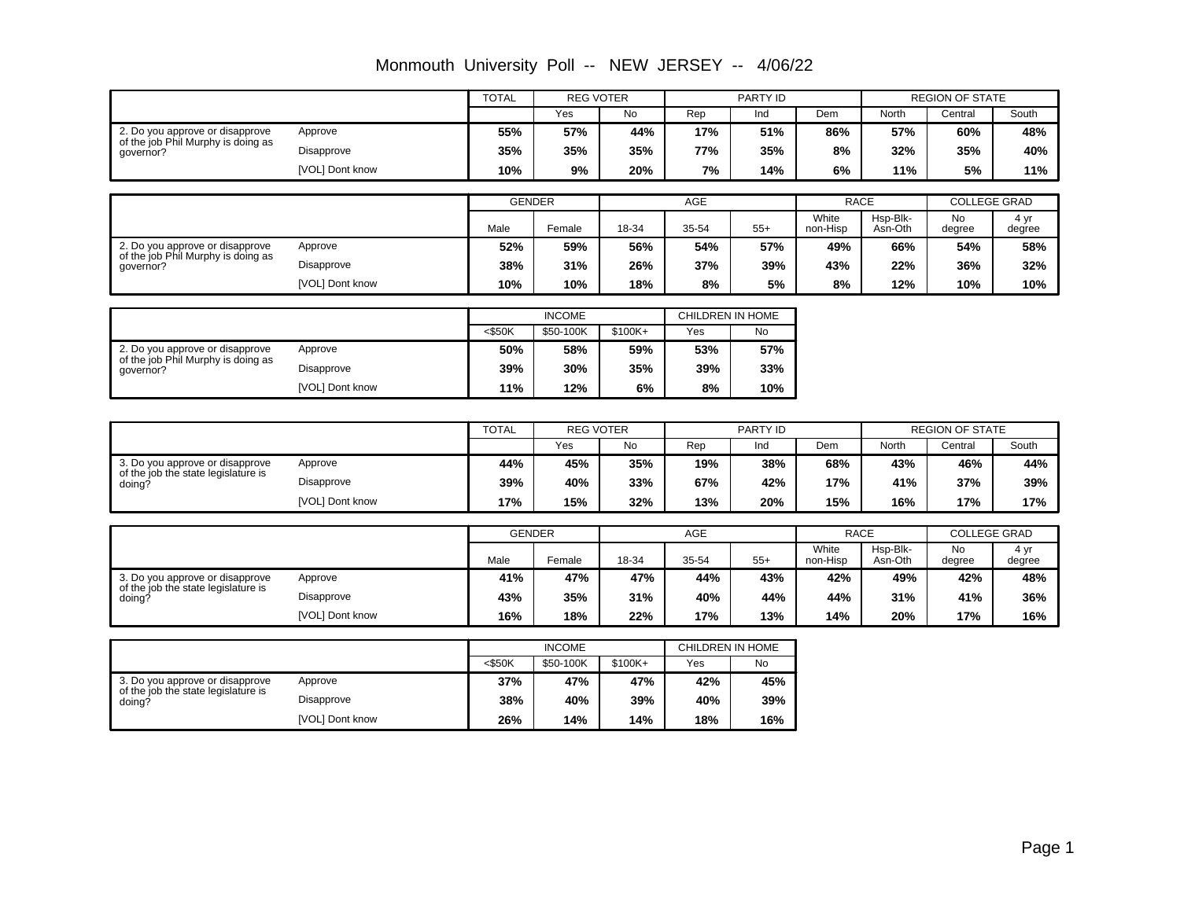# Monmouth University Poll -- NEW JERSEY -- 4/06/22

| | | TOTAL | REG VOTER | | PARTY ID | | | REGION OF STATE | | |
|---|---|---|---|---|---|---|---|---|---|---|
| | | | Yes | No | Rep | Ind | Dem | North | Central | South |
| 2. Do you approve or disapprove of the job Phil Murphy is doing as governor? | Approve | 55% | 57% | 44% | 17% | 51% | 86% | 57% | 60% | 48% |
| | Disapprove | 35% | 35% | 35% | 77% | 35% | 8% | 32% | 35% | 40% |
| | [VOL] Dont know | 10% | 9% | 20% | 7% | 14% | 6% | 11% | 5% | 11% |

| | | GENDER | | AGE | | | RACE | | COLLEGE GRAD | |
|---|---|---|---|---|---|---|---|---|---|---|
| | | Male | Female | 18-34 | 35-54 | 55+ | White non-Hisp | Hsp-Blk-Asn-Oth | No degree | 4 yr degree |
| 2. Do you approve or disapprove of the job Phil Murphy is doing as governor? | Approve | 52% | 59% | 56% | 54% | 57% | 49% | 66% | 54% | 58% |
| | Disapprove | 38% | 31% | 26% | 37% | 39% | 43% | 22% | 36% | 32% |
| | [VOL] Dont know | 10% | 10% | 18% | 8% | 5% | 8% | 12% | 10% | 10% |

| | | INCOME | | | CHILDREN IN HOME | |
|---|---|---|---|---|---|---|
| | | <$50K | $50-100K | $100K+ | Yes | No |
| 2. Do you approve or disapprove of the job Phil Murphy is doing as governor? | Approve | 50% | 58% | 59% | 53% | 57% |
| | Disapprove | 39% | 30% | 35% | 39% | 33% |
| | [VOL] Dont know | 11% | 12% | 6% | 8% | 10% |

| | | TOTAL | REG VOTER | | PARTY ID | | | REGION OF STATE | | |
|---|---|---|---|---|---|---|---|---|---|---|
| | | | Yes | No | Rep | Ind | Dem | North | Central | South |
| 3. Do you approve or disapprove of the job the state legislature is doing? | Approve | 44% | 45% | 35% | 19% | 38% | 68% | 43% | 46% | 44% |
| | Disapprove | 39% | 40% | 33% | 67% | 42% | 17% | 41% | 37% | 39% |
| | [VOL] Dont know | 17% | 15% | 32% | 13% | 20% | 15% | 16% | 17% | 17% |

| | | GENDER | | AGE | | | RACE | | COLLEGE GRAD | |
|---|---|---|---|---|---|---|---|---|---|---|
| | | Male | Female | 18-34 | 35-54 | 55+ | White non-Hisp | Hsp-Blk-Asn-Oth | No degree | 4 yr degree |
| 3. Do you approve or disapprove of the job the state legislature is doing? | Approve | 41% | 47% | 47% | 44% | 43% | 42% | 49% | 42% | 48% |
| | Disapprove | 43% | 35% | 31% | 40% | 44% | 44% | 31% | 41% | 36% |
| | [VOL] Dont know | 16% | 18% | 22% | 17% | 13% | 14% | 20% | 17% | 16% |

| | | INCOME | | | CHILDREN IN HOME | |
|---|---|---|---|---|---|---|
| | | <$50K | $50-100K | $100K+ | Yes | No |
| 3. Do you approve or disapprove of the job the state legislature is doing? | Approve | 37% | 47% | 47% | 42% | 45% |
| | Disapprove | 38% | 40% | 39% | 40% | 39% |
| | [VOL] Dont know | 26% | 14% | 14% | 18% | 16% |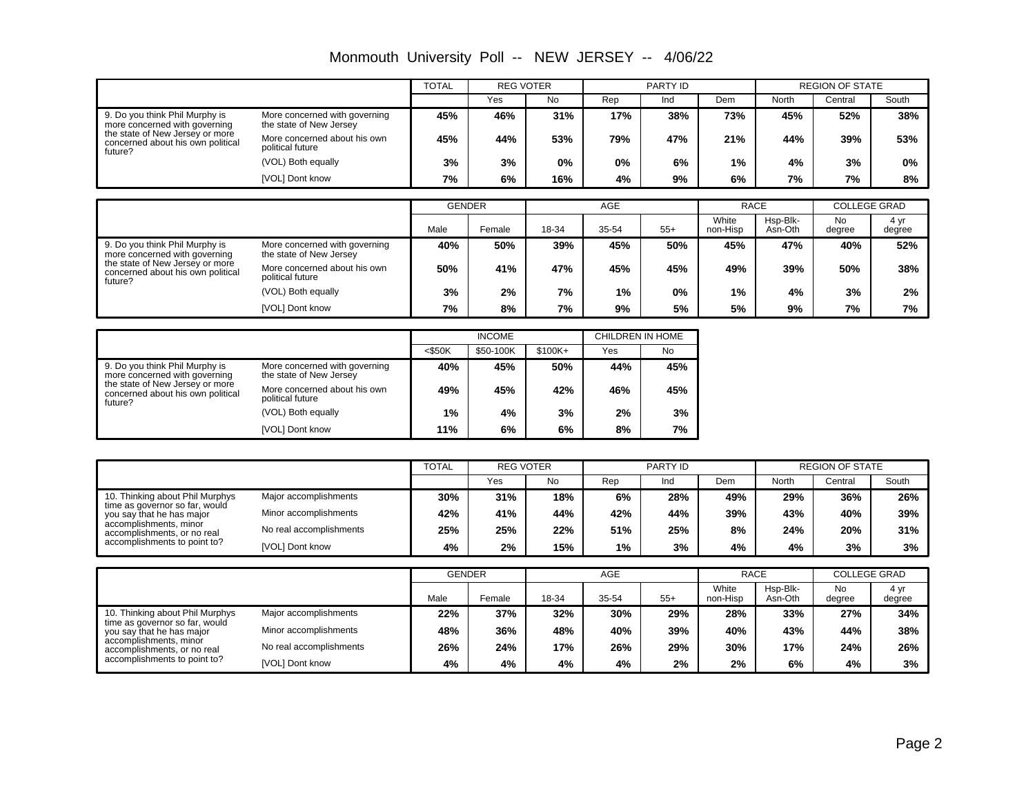# Monmouth University Poll -- NEW JERSEY -- 4/06/22

| | | TOTAL | REG VOTER | | PARTY ID | | | REGION OF STATE | | |
|---|---|---|---|---|---|---|---|---|---|---|
| | | | Yes | No | Rep | Ind | Dem | North | Central | South |
| 9. Do you think Phil Murphy is more concerned with governing the state of New Jersey or more concerned about his own political future? | More concerned with governing the state of New Jersey | 45% | 46% | 31% | 17% | 38% | 73% | 45% | 52% | 38% |
| | More concerned about his own political future | 45% | 44% | 53% | 79% | 47% | 21% | 44% | 39% | 53% |
| | (VOL) Both equally | 3% | 3% | 0% | 0% | 6% | 1% | 4% | 3% | 0% |
| | [VOL] Dont know | 7% | 6% | 16% | 4% | 9% | 6% | 7% | 7% | 8% |

| | | GENDER | | AGE | | | RACE | | COLLEGE GRAD | |
|---|---|---|---|---|---|---|---|---|---|---|
| | | Male | Female | 18-34 | 35-54 | 55+ | White non-Hisp | Hsp-Blk-Asn-Oth | No degree | 4 yr degree |
| 9. Do you think Phil Murphy is more concerned with governing the state of New Jersey or more concerned about his own political future? | More concerned with governing the state of New Jersey | 40% | 50% | 39% | 45% | 50% | 45% | 47% | 40% | 52% |
| | More concerned about his own political future | 50% | 41% | 47% | 45% | 45% | 49% | 39% | 50% | 38% |
| | (VOL) Both equally | 3% | 2% | 7% | 1% | 0% | 1% | 4% | 3% | 2% |
| | [VOL] Dont know | 7% | 8% | 7% | 9% | 5% | 5% | 9% | 7% | 7% |

| | | INCOME | | | CHILDREN IN HOME | |
|---|---|---|---|---|---|---|
| | | <$50K | $50-100K | $100K+ | Yes | No |
| 9. Do you think Phil Murphy is more concerned with governing the state of New Jersey or more concerned about his own political future? | More concerned with governing the state of New Jersey | 40% | 45% | 50% | 44% | 45% |
| | More concerned about his own political future | 49% | 45% | 42% | 46% | 45% |
| | (VOL) Both equally | 1% | 4% | 3% | 2% | 3% |
| | [VOL] Dont know | 11% | 6% | 6% | 8% | 7% |

| | | TOTAL | REG VOTER | | PARTY ID | | | REGION OF STATE | | |
|---|---|---|---|---|---|---|---|---|---|---|
| | | | Yes | No | Rep | Ind | Dem | North | Central | South |
| 10. Thinking about Phil Murphys time as governor so far, would you say that he has major accomplishments, minor accomplishments, or no real accomplishments to point to? | Major accomplishments | 30% | 31% | 18% | 6% | 28% | 49% | 29% | 36% | 26% |
| | Minor accomplishments | 42% | 41% | 44% | 42% | 44% | 39% | 43% | 40% | 39% |
| | No real accomplishments | 25% | 25% | 22% | 51% | 25% | 8% | 24% | 20% | 31% |
| | [VOL] Dont know | 4% | 2% | 15% | 1% | 3% | 4% | 4% | 3% | 3% |

| | | GENDER | | AGE | | | RACE | | COLLEGE GRAD | |
|---|---|---|---|---|---|---|---|---|---|---|
| | | Male | Female | 18-34 | 35-54 | 55+ | White non-Hisp | Hsp-Blk-Asn-Oth | No degree | 4 yr degree |
| 10. Thinking about Phil Murphys time as governor so far, would you say that he has major accomplishments, minor accomplishments, or no real accomplishments to point to? | Major accomplishments | 22% | 37% | 32% | 30% | 29% | 28% | 33% | 27% | 34% |
| | Minor accomplishments | 48% | 36% | 48% | 40% | 39% | 40% | 43% | 44% | 38% |
| | No real accomplishments | 26% | 24% | 17% | 26% | 29% | 30% | 17% | 24% | 26% |
| | [VOL] Dont know | 4% | 4% | 4% | 4% | 2% | 2% | 6% | 4% | 3% |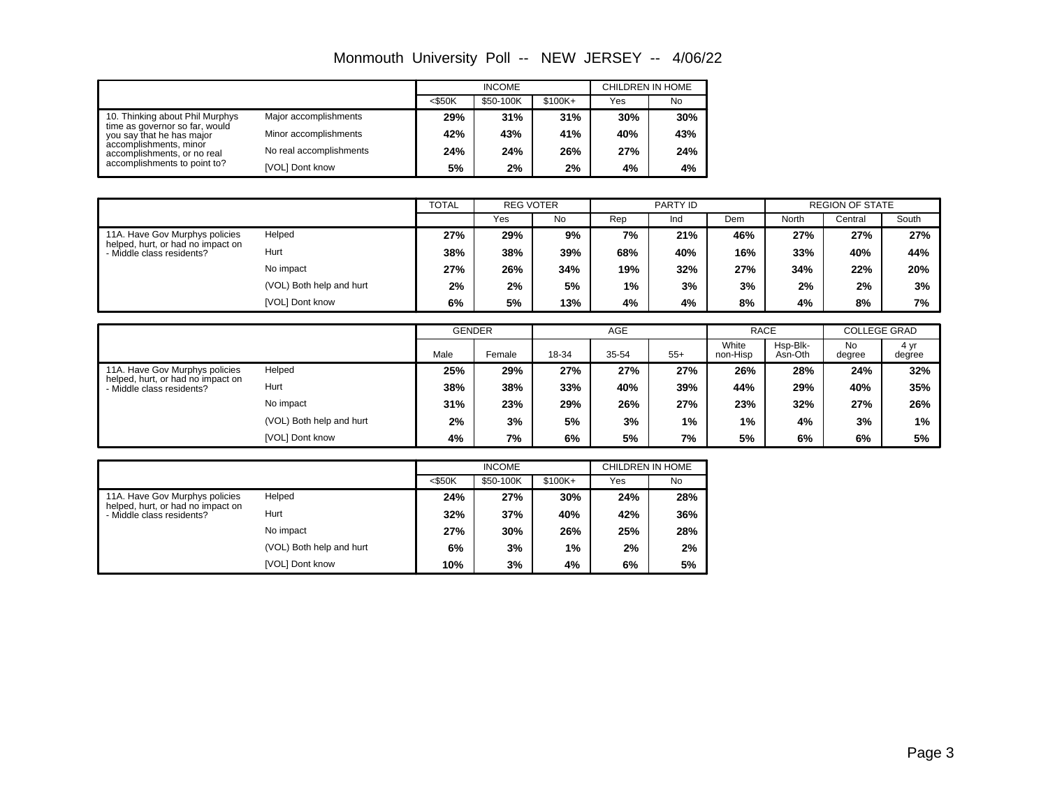# Monmouth University Poll -- NEW JERSEY -- 4/06/22

| | | INCOME | | | CHILDREN IN HOME | |
|---|---|---|---|---|---|---|
| | | <$50K | $50-100K | $100K+ | Yes | No |
| 10. Thinking about Phil Murphys time as governor so far, would you say that he has major accomplishments, minor accomplishments, or no real accomplishments to point to? | Major accomplishments | **29%** | **31%** | **31%** | **30%** | **30%** |
| | Minor accomplishments | **42%** | **43%** | **41%** | **40%** | **43%** |
| | No real accomplishments | **24%** | **24%** | **26%** | **27%** | **24%** |
| | [VOL] Dont know | **5%** | **2%** | **2%** | **4%** | **4%** |

| | | TOTAL | REG VOTER | | PARTY ID | | | REGION OF STATE | | |
|---|---|---|---|---|---|---|---|---|---|---|
| | | | Yes | No | Rep | Ind | Dem | North | Central | South |
| 11A. Have Gov Murphys policies helped, hurt, or had no impact on - Middle class residents? | Helped | **27%** | **29%** | **9%** | **7%** | **21%** | **46%** | **27%** | **27%** | **27%** |
| | Hurt | **38%** | **38%** | **39%** | **68%** | **40%** | **16%** | **33%** | **40%** | **44%** |
| | No impact | **27%** | **26%** | **34%** | **19%** | **32%** | **27%** | **34%** | **22%** | **20%** |
| | (VOL) Both help and hurt | **2%** | **2%** | **5%** | **1%** | **3%** | **3%** | **2%** | **2%** | **3%** |
| | [VOL] Dont know | **6%** | **5%** | **13%** | **4%** | **4%** | **8%** | **4%** | **8%** | **7%** |

| | | GENDER | | AGE | | | RACE | | COLLEGE GRAD | |
|---|---|---|---|---|---|---|---|---|---|---|
| | | Male | Female | 18-34 | 35-54 | 55+ | White non-Hisp | Hsp-Blk-Asn-Oth | No degree | 4 yr degree |
| 11A. Have Gov Murphys policies helped, hurt, or had no impact on - Middle class residents? | Helped | **25%** | **29%** | **27%** | **27%** | **27%** | **26%** | **28%** | **24%** | **32%** |
| | Hurt | **38%** | **38%** | **33%** | **40%** | **39%** | **44%** | **29%** | **40%** | **35%** |
| | No impact | **31%** | **23%** | **29%** | **26%** | **27%** | **23%** | **32%** | **27%** | **26%** |
| | (VOL) Both help and hurt | **2%** | **3%** | **5%** | **3%** | **1%** | **1%** | **4%** | **3%** | **1%** |
| | [VOL] Dont know | **4%** | **7%** | **6%** | **5%** | **7%** | **5%** | **6%** | **6%** | **5%** |

| | | INCOME | | | CHILDREN IN HOME | |
|---|---|---|---|---|---|---|
| | | <$50K | $50-100K | $100K+ | Yes | No |
| 11A. Have Gov Murphys policies helped, hurt, or had no impact on - Middle class residents? | Helped | **24%** | **27%** | **30%** | **24%** | **28%** |
| | Hurt | **32%** | **37%** | **40%** | **42%** | **36%** |
| | No impact | **27%** | **30%** | **26%** | **25%** | **28%** |
| | (VOL) Both help and hurt | **6%** | **3%** | **1%** | **2%** | **2%** |
| | [VOL] Dont know | **10%** | **3%** | **4%** | **6%** | **5%** |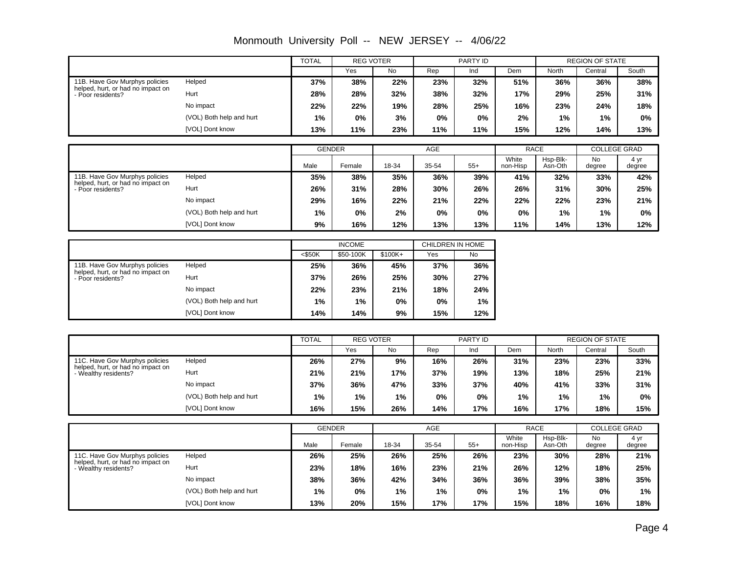# Monmouth University Poll -- NEW JERSEY -- 4/06/22

| | | TOTAL | REG VOTER | | PARTY ID | | | REGION OF STATE | | |
|---|---|---|---|---|---|---|---|---|---|---|
| | | | Yes | No | Rep | Ind | Dem | North | Central | South |
| 11B. Have Gov Murphys policies helped, hurt, or had no impact on - Poor residents? | Helped | **37%** | **38%** | **22%** | **23%** | **32%** | **51%** | **36%** | **36%** | **38%** |
| | Hurt | **28%** | **28%** | **32%** | **38%** | **32%** | **17%** | **29%** | **25%** | **31%** |
| | No impact | **22%** | **22%** | **19%** | **28%** | **25%** | **16%** | **23%** | **24%** | **18%** |
| | (VOL) Both help and hurt | **1%** | **0%** | **3%** | **0%** | **0%** | **2%** | **1%** | **1%** | **0%** |
| | [VOL] Dont know | **13%** | **11%** | **23%** | **11%** | **11%** | **15%** | **12%** | **14%** | **13%** |

| | | GENDER | | AGE | | | RACE | | COLLEGE GRAD | |
|---|---|---|---|---|---|---|---|---|---|---|
| | | Male | Female | 18-34 | 35-54 | 55+ | White non-Hisp | Hsp-Blk-Asn-Oth | No degree | 4 yr degree |
| 11B. Have Gov Murphys policies helped, hurt, or had no impact on - Poor residents? | Helped | **35%** | **38%** | **35%** | **36%** | **39%** | **41%** | **32%** | **33%** | **42%** |
| | Hurt | **26%** | **31%** | **28%** | **30%** | **26%** | **26%** | **31%** | **30%** | **25%** |
| | No impact | **29%** | **16%** | **22%** | **21%** | **22%** | **22%** | **22%** | **23%** | **21%** |
| | (VOL) Both help and hurt | **1%** | **0%** | **2%** | **0%** | **0%** | **0%** | **1%** | **1%** | **0%** |
| | [VOL] Dont know | **9%** | **16%** | **12%** | **13%** | **13%** | **11%** | **14%** | **13%** | **12%** |

| | | INCOME | | | CHILDREN IN HOME | |
|---|---|---|---|---|---|---|
| | | <$50K | $50-100K | $100K+ | Yes | No |
| 11B. Have Gov Murphys policies helped, hurt, or had no impact on - Poor residents? | Helped | **25%** | **36%** | **45%** | **37%** | **36%** |
| | Hurt | **37%** | **26%** | **25%** | **30%** | **27%** |
| | No impact | **22%** | **23%** | **21%** | **18%** | **24%** |
| | (VOL) Both help and hurt | **1%** | **1%** | **0%** | **0%** | **1%** |
| | [VOL] Dont know | **14%** | **14%** | **9%** | **15%** | **12%** |

| | | TOTAL | REG VOTER | | PARTY ID | | | REGION OF STATE | | |
|---|---|---|---|---|---|---|---|---|---|---|
| | | | Yes | No | Rep | Ind | Dem | North | Central | South |
| 11C. Have Gov Murphys policies helped, hurt, or had no impact on - Wealthy residents? | Helped | **26%** | **27%** | **9%** | **16%** | **26%** | **31%** | **23%** | **23%** | **33%** |
| | Hurt | **21%** | **21%** | **17%** | **37%** | **19%** | **13%** | **18%** | **25%** | **21%** |
| | No impact | **37%** | **36%** | **47%** | **33%** | **37%** | **40%** | **41%** | **33%** | **31%** |
| | (VOL) Both help and hurt | **1%** | **1%** | **1%** | **0%** | **0%** | **1%** | **1%** | **1%** | **0%** |
| | [VOL] Dont know | **16%** | **15%** | **26%** | **14%** | **17%** | **16%** | **17%** | **18%** | **15%** |

| | | GENDER | | AGE | | | RACE | | COLLEGE GRAD | |
|---|---|---|---|---|---|---|---|---|---|---|
| | | Male | Female | 18-34 | 35-54 | 55+ | White non-Hisp | Hsp-Blk-Asn-Oth | No degree | 4 yr degree |
| 11C. Have Gov Murphys policies helped, hurt, or had no impact on - Wealthy residents? | Helped | **26%** | **25%** | **26%** | **25%** | **26%** | **23%** | **30%** | **28%** | **21%** |
| | Hurt | **23%** | **18%** | **16%** | **23%** | **21%** | **26%** | **12%** | **18%** | **25%** |
| | No impact | **38%** | **36%** | **42%** | **34%** | **36%** | **36%** | **39%** | **38%** | **35%** |
| | (VOL) Both help and hurt | **1%** | **0%** | **1%** | **1%** | **0%** | **1%** | **1%** | **0%** | **1%** |
| | [VOL] Dont know | **13%** | **20%** | **15%** | **17%** | **17%** | **15%** | **18%** | **16%** | **18%** |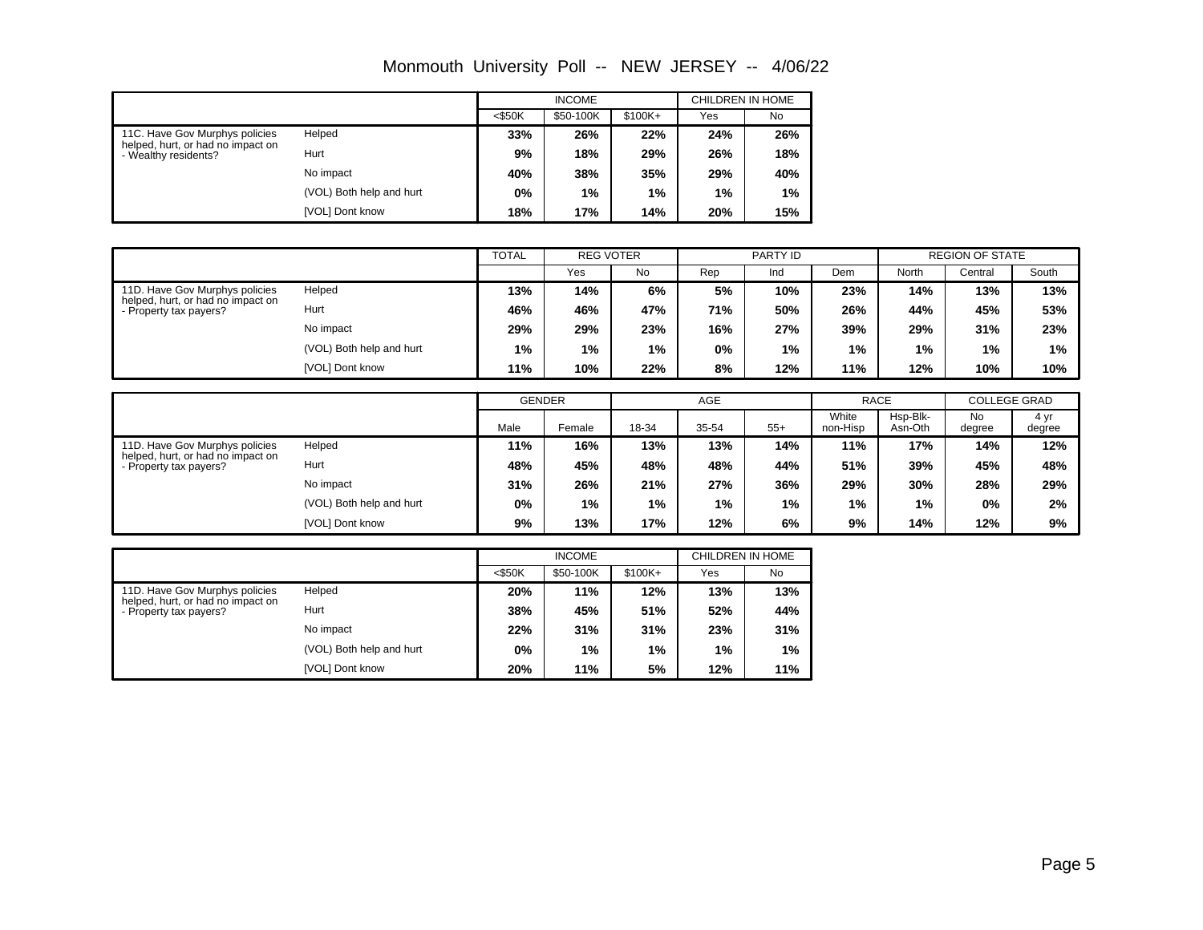Monmouth University Poll -- NEW JERSEY -- 4/06/22

| | | INCOME | | | CHILDREN IN HOME | |
|---|---|---|---|---|---|---|
| | | <$50K | $50-100K | $100K+ | Yes | No |
| 11C. Have Gov Murphys policies helped, hurt, or had no impact on - Wealthy residents? | Helped | 33% | 26% | 22% | 24% | 26% |
| | Hurt | 9% | 18% | 29% | 26% | 18% |
| | No impact | 40% | 38% | 35% | 29% | 40% |
| | (VOL) Both help and hurt | 0% | 1% | 1% | 1% | 1% |
| | [VOL] Dont know | 18% | 17% | 14% | 20% | 15% |

| | | TOTAL | REG VOTER | | PARTY ID | | | REGION OF STATE | | |
|---|---|---|---|---|---|---|---|---|---|---|
| | | | Yes | No | Rep | Ind | Dem | North | Central | South |
| 11D. Have Gov Murphys policies helped, hurt, or had no impact on - Property tax payers? | Helped | 13% | 14% | 6% | 5% | 10% | 23% | 14% | 13% | 13% |
| | Hurt | 46% | 46% | 47% | 71% | 50% | 26% | 44% | 45% | 53% |
| | No impact | 29% | 29% | 23% | 16% | 27% | 39% | 29% | 31% | 23% |
| | (VOL) Both help and hurt | 1% | 1% | 1% | 0% | 1% | 1% | 1% | 1% | 1% |
| | [VOL] Dont know | 11% | 10% | 22% | 8% | 12% | 11% | 12% | 10% | 10% |

| | | GENDER | | AGE | | | RACE | | COLLEGE GRAD | |
|---|---|---|---|---|---|---|---|---|---|---|
| | | Male | Female | 18-34 | 35-54 | 55+ | White non-Hisp | Hsp-Blk-Asn-Oth | No degree | 4 yr degree |
| 11D. Have Gov Murphys policies helped, hurt, or had no impact on - Property tax payers? | Helped | 11% | 16% | 13% | 13% | 14% | 11% | 17% | 14% | 12% |
| | Hurt | 48% | 45% | 48% | 48% | 44% | 51% | 39% | 45% | 48% |
| | No impact | 31% | 26% | 21% | 27% | 36% | 29% | 30% | 28% | 29% |
| | (VOL) Both help and hurt | 0% | 1% | 1% | 1% | 1% | 1% | 1% | 0% | 2% |
| | [VOL] Dont know | 9% | 13% | 17% | 12% | 6% | 9% | 14% | 12% | 9% |

| | | INCOME | | | CHILDREN IN HOME | |
|---|---|---|---|---|---|---|
| | | <$50K | $50-100K | $100K+ | Yes | No |
| 11D. Have Gov Murphys policies helped, hurt, or had no impact on - Property tax payers? | Helped | 20% | 11% | 12% | 13% | 13% |
| | Hurt | 38% | 45% | 51% | 52% | 44% |
| | No impact | 22% | 31% | 31% | 23% | 31% |
| | (VOL) Both help and hurt | 0% | 1% | 1% | 1% | 1% |
| | [VOL] Dont know | 20% | 11% | 5% | 12% | 11% |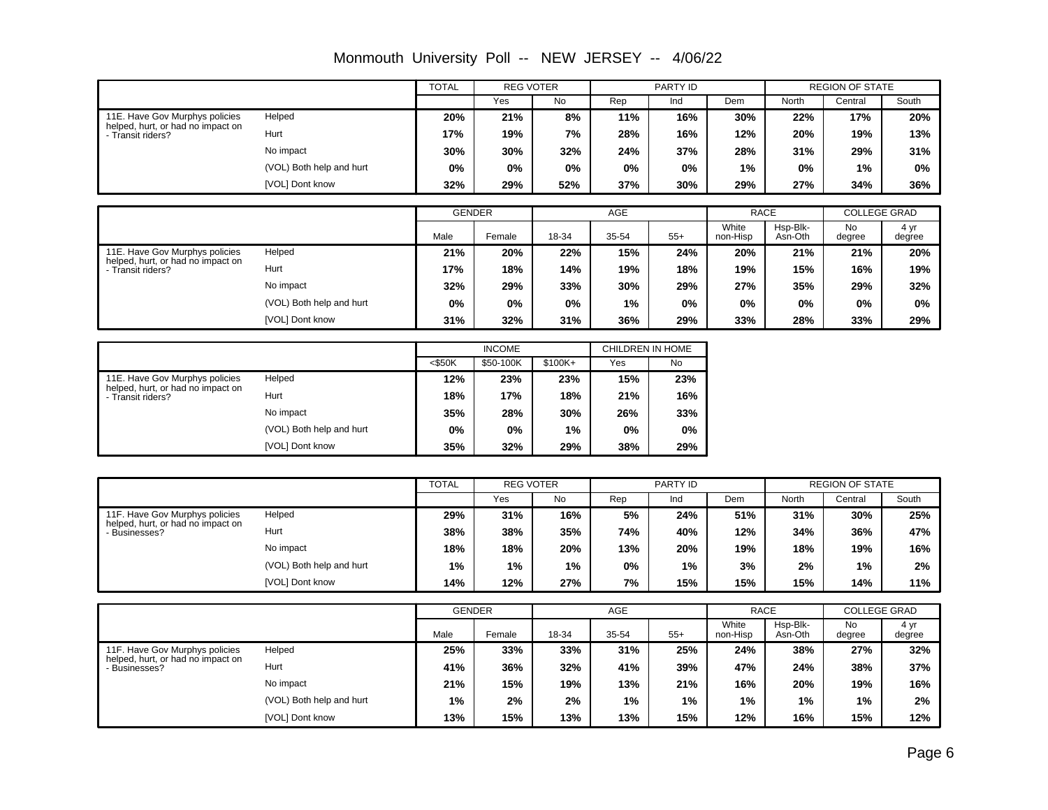# Monmouth University Poll -- NEW JERSEY -- 4/06/22

| | | TOTAL | REG VOTER | | PARTY ID | | | REGION OF STATE | | |
|---|---|---|---|---|---|---|---|---|---|---|
| | | | Yes | No | Rep | Ind | Dem | North | Central | South |
| 11E. Have Gov Murphys policies helped, hurt, or had no impact on - Transit riders? | Helped | 20% | 21% | 8% | 11% | 16% | 30% | 22% | 17% | 20% |
| | Hurt | 17% | 19% | 7% | 28% | 16% | 12% | 20% | 19% | 13% |
| | No impact | 30% | 30% | 32% | 24% | 37% | 28% | 31% | 29% | 31% |
| | (VOL) Both help and hurt | 0% | 0% | 0% | 0% | 0% | 1% | 0% | 1% | 0% |
| | [VOL] Dont know | 32% | 29% | 52% | 37% | 30% | 29% | 27% | 34% | 36% |

| | | GENDER | | AGE | | | RACE | | COLLEGE GRAD | |
|---|---|---|---|---|---|---|---|---|---|---|
| | | Male | Female | 18-34 | 35-54 | 55+ | White non-Hisp | Hsp-Blk-Asn-Oth | No degree | 4 yr degree |
| 11E. Have Gov Murphys policies helped, hurt, or had no impact on - Transit riders? | Helped | 21% | 20% | 22% | 15% | 24% | 20% | 21% | 21% | 20% |
| | Hurt | 17% | 18% | 14% | 19% | 18% | 19% | 15% | 16% | 19% |
| | No impact | 32% | 29% | 33% | 30% | 29% | 27% | 35% | 29% | 32% |
| | (VOL) Both help and hurt | 0% | 0% | 0% | 1% | 0% | 0% | 0% | 0% | 0% |
| | [VOL] Dont know | 31% | 32% | 31% | 36% | 29% | 33% | 28% | 33% | 29% |

| | | INCOME | | | CHILDREN IN HOME | |
|---|---|---|---|---|---|---|
| | | <$50K | $50-100K | $100K+ | Yes | No |
| 11E. Have Gov Murphys policies helped, hurt, or had no impact on - Transit riders? | Helped | 12% | 23% | 23% | 15% | 23% |
| | Hurt | 18% | 17% | 18% | 21% | 16% |
| | No impact | 35% | 28% | 30% | 26% | 33% |
| | (VOL) Both help and hurt | 0% | 0% | 1% | 0% | 0% |
| | [VOL] Dont know | 35% | 32% | 29% | 38% | 29% |

| | | TOTAL | REG VOTER | | PARTY ID | | | REGION OF STATE | | |
|---|---|---|---|---|---|---|---|---|---|---|
| | | | Yes | No | Rep | Ind | Dem | North | Central | South |
| 11F. Have Gov Murphys policies helped, hurt, or had no impact on - Businesses? | Helped | 29% | 31% | 16% | 5% | 24% | 51% | 31% | 30% | 25% |
| | Hurt | 38% | 38% | 35% | 74% | 40% | 12% | 34% | 36% | 47% |
| | No impact | 18% | 18% | 20% | 13% | 20% | 19% | 18% | 19% | 16% |
| | (VOL) Both help and hurt | 1% | 1% | 1% | 0% | 1% | 3% | 2% | 1% | 2% |
| | [VOL] Dont know | 14% | 12% | 27% | 7% | 15% | 15% | 15% | 14% | 11% |

| | | GENDER | | AGE | | | RACE | | COLLEGE GRAD | |
|---|---|---|---|---|---|---|---|---|---|---|
| | | Male | Female | 18-34 | 35-54 | 55+ | White non-Hisp | Hsp-Blk-Asn-Oth | No degree | 4 yr degree |
| 11F. Have Gov Murphys policies helped, hurt, or had no impact on - Businesses? | Helped | 25% | 33% | 33% | 31% | 25% | 24% | 38% | 27% | 32% |
| | Hurt | 41% | 36% | 32% | 41% | 39% | 47% | 24% | 38% | 37% |
| | No impact | 21% | 15% | 19% | 13% | 21% | 16% | 20% | 19% | 16% |
| | (VOL) Both help and hurt | 1% | 2% | 2% | 1% | 1% | 1% | 1% | 1% | 2% |
| | [VOL] Dont know | 13% | 15% | 13% | 13% | 15% | 12% | 16% | 15% | 12% |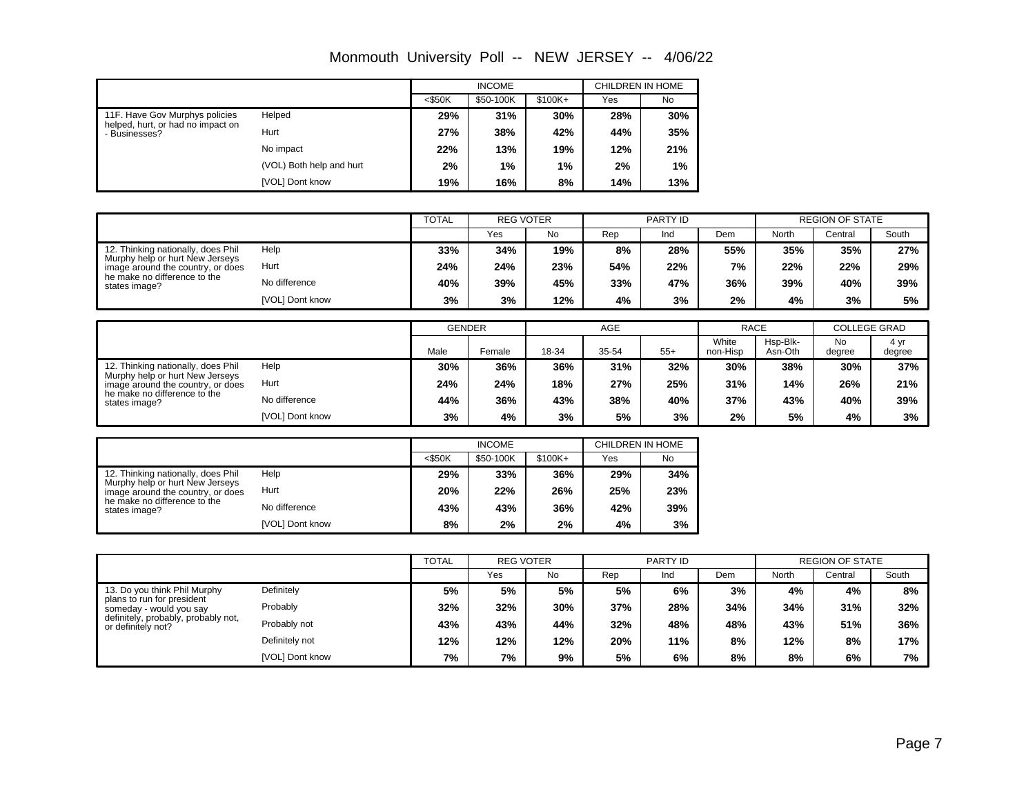# Monmouth University Poll -- NEW JERSEY -- 4/06/22

| | | INCOME | | | CHILDREN IN HOME | |
|---|---|---|---|---|---|---|
| | | <$50K | $50-100K | $100K+ | Yes | No |
| 11F. Have Gov Murphys policies helped, hurt, or had no impact on - Businesses? | Helped | **29%** | **31%** | **30%** | **28%** | **30%** |
| | Hurt | **27%** | **38%** | **42%** | **44%** | **35%** |
| | No impact | **22%** | **13%** | **19%** | **12%** | **21%** |
| | (VOL) Both help and hurt | **2%** | **1%** | **1%** | **2%** | **1%** |
| | [VOL] Dont know | **19%** | **16%** | **8%** | **14%** | **13%** |

| | | TOTAL | REG VOTER | | PARTY ID | | | REGION OF STATE | | |
|---|---|---|---|---|---|---|---|---|---|---|
| | | | Yes | No | Rep | Ind | Dem | North | Central | South |
| 12. Thinking nationally, does Phil Murphy help or hurt New Jerseys image around the country, or does he make no difference to the states image? | Help | **33%** | **34%** | **19%** | **8%** | **28%** | **55%** | **35%** | **35%** | **27%** |
| | Hurt | **24%** | **24%** | **23%** | **54%** | **22%** | **7%** | **22%** | **22%** | **29%** |
| | No difference | **40%** | **39%** | **45%** | **33%** | **47%** | **36%** | **39%** | **40%** | **39%** |
| | [VOL] Dont know | **3%** | **3%** | **12%** | **4%** | **3%** | **2%** | **4%** | **3%** | **5%** |

| | | GENDER | | AGE | | | RACE | | COLLEGE GRAD | |
|---|---|---|---|---|---|---|---|---|---|---|
| | | Male | Female | 18-34 | 35-54 | 55+ | White non-Hisp | Hsp-Blk-Asn-Oth | No degree | 4 yr degree |
| 12. Thinking nationally, does Phil Murphy help or hurt New Jerseys image around the country, or does he make no difference to the states image? | Help | **30%** | **36%** | **36%** | **31%** | **32%** | **30%** | **38%** | **30%** | **37%** |
| | Hurt | **24%** | **24%** | **18%** | **27%** | **25%** | **31%** | **14%** | **26%** | **21%** |
| | No difference | **44%** | **36%** | **43%** | **38%** | **40%** | **37%** | **43%** | **40%** | **39%** |
| | [VOL] Dont know | **3%** | **4%** | **3%** | **5%** | **3%** | **2%** | **5%** | **4%** | **3%** |

| | | INCOME | | | CHILDREN IN HOME | |
|---|---|---|---|---|---|---|
| | | <$50K | $50-100K | $100K+ | Yes | No |
| 12. Thinking nationally, does Phil Murphy help or hurt New Jerseys image around the country, or does he make no difference to the states image? | Help | **29%** | **33%** | **36%** | **29%** | **34%** |
| | Hurt | **20%** | **22%** | **26%** | **25%** | **23%** |
| | No difference | **43%** | **43%** | **36%** | **42%** | **39%** |
| | [VOL] Dont know | **8%** | **2%** | **2%** | **4%** | **3%** |

| | | TOTAL | REG VOTER | | PARTY ID | | | REGION OF STATE | | |
|---|---|---|---|---|---|---|---|---|---|---|
| | | | Yes | No | Rep | Ind | Dem | North | Central | South |
| 13. Do you think Phil Murphy plans to run for president someday - would you say definitely, probably, probably not, or definitely not? | Definitely | **5%** | **5%** | **5%** | **5%** | **6%** | **3%** | **4%** | **4%** | **8%** |
| | Probably | **32%** | **32%** | **30%** | **37%** | **28%** | **34%** | **34%** | **31%** | **32%** |
| | Probably not | **43%** | **43%** | **44%** | **32%** | **48%** | **48%** | **43%** | **51%** | **36%** |
| | Definitely not | **12%** | **12%** | **12%** | **20%** | **11%** | **8%** | **12%** | **8%** | **17%** |
| | [VOL] Dont know | **7%** | **7%** | **9%** | **5%** | **6%** | **8%** | **8%** | **6%** | **7%** |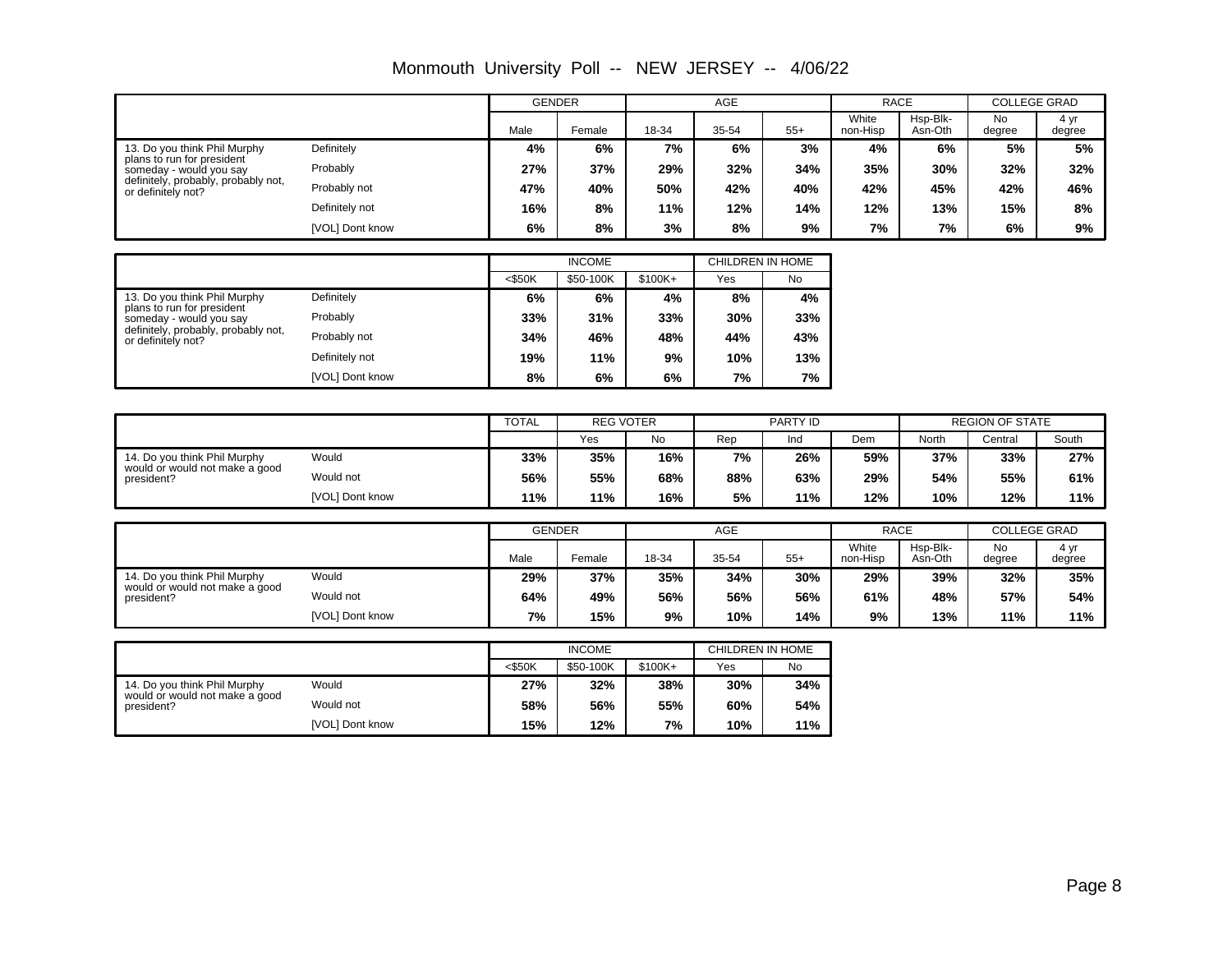Monmouth University Poll -- NEW JERSEY -- 4/06/22

| | | GENDER | | AGE | | | RACE | | COLLEGE GRAD | |
|---|---|---|---|---|---|---|---|---|---|---|
| | | Male | Female | 18-34 | 35-54 | 55+ | White non-Hisp | Hsp-Blk-Asn-Oth | No degree | 4 yr degree |
| 13. Do you think Phil Murphy plans to run for president someday - would you say definitely, probably, probably not, or definitely not? | Definitely | 4% | 6% | 7% | 6% | 3% | 4% | 6% | 5% | 5% |
| | Probably | 27% | 37% | 29% | 32% | 34% | 35% | 30% | 32% | 32% |
| | Probably not | 47% | 40% | 50% | 42% | 40% | 42% | 45% | 42% | 46% |
| | Definitely not | 16% | 8% | 11% | 12% | 14% | 12% | 13% | 15% | 8% |
| | [VOL] Dont know | 6% | 8% | 3% | 8% | 9% | 7% | 7% | 6% | 9% |

| | | INCOME | | | CHILDREN IN HOME | |
|---|---|---|---|---|---|---|
| | | <$50K | $50-100K | $100K+ | Yes | No |
| 13. Do you think Phil Murphy plans to run for president someday - would you say definitely, probably, probably not, or definitely not? | Definitely | 6% | 6% | 4% | 8% | 4% |
| | Probably | 33% | 31% | 33% | 30% | 33% |
| | Probably not | 34% | 46% | 48% | 44% | 43% |
| | Definitely not | 19% | 11% | 9% | 10% | 13% |
| | [VOL] Dont know | 8% | 6% | 6% | 7% | 7% |

| | | TOTAL | REG VOTER | | PARTY ID | | | REGION OF STATE | | |
|---|---|---|---|---|---|---|---|---|---|---|
| | | | Yes | No | Rep | Ind | Dem | North | Central | South |
| 14. Do you think Phil Murphy would or would not make a good president? | Would | 33% | 35% | 16% | 7% | 26% | 59% | 37% | 33% | 27% |
| | Would not | 56% | 55% | 68% | 88% | 63% | 29% | 54% | 55% | 61% |
| | [VOL] Dont know | 11% | 11% | 16% | 5% | 11% | 12% | 10% | 12% | 11% |

| | | GENDER | | AGE | | | RACE | | COLLEGE GRAD | |
|---|---|---|---|---|---|---|---|---|---|---|
| | | Male | Female | 18-34 | 35-54 | 55+ | White non-Hisp | Hsp-Blk-Asn-Oth | No degree | 4 yr degree |
| 14. Do you think Phil Murphy would or would not make a good president? | Would | 29% | 37% | 35% | 34% | 30% | 29% | 39% | 32% | 35% |
| | Would not | 64% | 49% | 56% | 56% | 56% | 61% | 48% | 57% | 54% |
| | [VOL] Dont know | 7% | 15% | 9% | 10% | 14% | 9% | 13% | 11% | 11% |

| | | INCOME | | | CHILDREN IN HOME | |
|---|---|---|---|---|---|---|
| | | <$50K | $50-100K | $100K+ | Yes | No |
| 14. Do you think Phil Murphy would or would not make a good president? | Would | 27% | 32% | 38% | 30% | 34% |
| | Would not | 58% | 56% | 55% | 60% | 54% |
| | [VOL] Dont know | 15% | 12% | 7% | 10% | 11% |